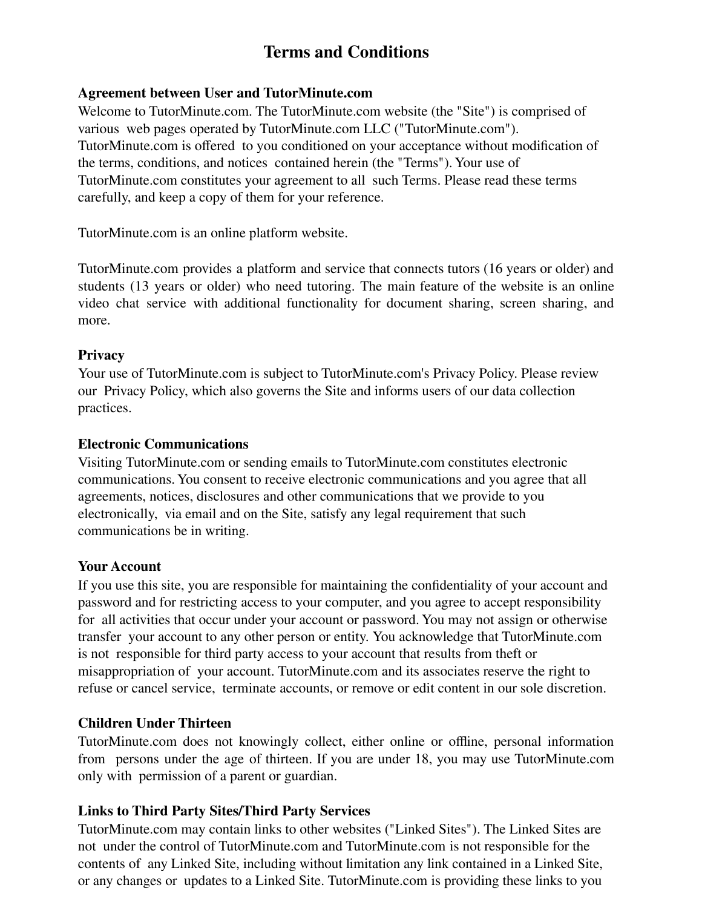# Terms and Conditions

**Agreement between User and TutorMinute.com**

Welcome to TutorMinute.com. The TutorMinute.com website (the "Site") is comprised of various web pages operated by TutorMinute.com LLC ("TutorMinute.com"). TutorMinute.com is offered to you conditioned on your acceptance without modification of the terms, conditions, and notices contained herein (the "Terms"). Your use of TutorMinute.com constitutes your agreement to all such Terms. Please read these terms carefully, and keep a copy of them for your reference.

TutorMinute.com is an online platform website.

TutorMinute.com provides a platform and service that connects tutors (16 years or older) and students (13 years or older) who need tutoring. The main feature of the website is an online video chat service with additional functionality for document sharing, screen sharing, and more.

**Privacy**

Your use of TutorMinute.com is subject to TutorMinute.com's Privacy Policy. Please review our Privacy Policy, which also governs the Site and informs users of our data collection practices.

**Electronic Communications**

Visiting TutorMinute.com or sending emails to TutorMinute.com constitutes electronic communications. You consent to receive electronic communications and you agree that all agreements, notices, disclosures and other communications that we provide to you electronically, via email and on the Site, satisfy any legal requirement that such communications be in writing.

**Your Account**

If you use this site, you are responsible for maintaining the confidentiality of your account and password and for restricting access to your computer, and you agree to accept responsibility for all activities that occur under your account or password. You may not assign or otherwise transfer your account to any other person or entity. You acknowledge that TutorMinute.com is not responsible for third party access to your account that results from theft or misappropriation of your account. TutorMinute.com and its associates reserve the right to refuse or cancel service, terminate accounts, or remove or edit content in our sole discretion.

**Children Under Thirteen**

TutorMinute.com does not knowingly collect, either online or offline, personal information from persons under the age of thirteen. If you are under 18, you may use TutorMinute.com only with permission of a parent or guardian.

**Links to Third Party Sites/Third Party Services**

TutorMinute.com may contain links to other websites ("Linked Sites"). The Linked Sites are not under the control of TutorMinute.com and TutorMinute.com is not responsible for the contents of any Linked Site, including without limitation any link contained in a Linked Site, or any changes or updates to a Linked Site. TutorMinute.com is providing these links to you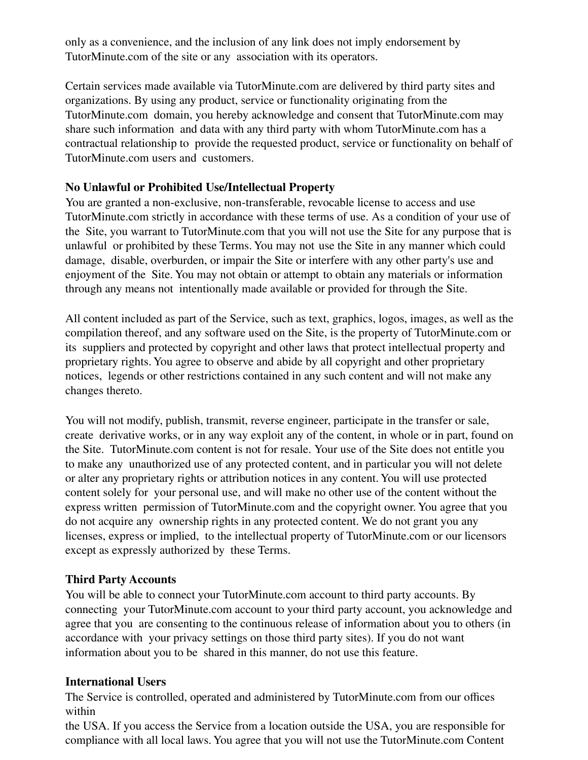only as a convenience, and the inclusion of any link does not imply endorsement by TutorMinute.com of the site or any association with its operators.

Certain services made available via TutorMinute.com are delivered by third party sites and organizations. By using any product, service or functionality originating from the TutorMinute.com domain, you hereby acknowledge and consent that TutorMinute.com may share such information and data with any third party with whom TutorMinute.com has a contractual relationship to provide the requested product, service or functionality on behalf of TutorMinute.com users and customers.

**No Unlawful or Prohibited Use/Intellectual Property**

You are granted a non-exclusive, non-transferable, revocable license to access and use TutorMinute.com strictly in accordance with these terms of use. As a condition of your use of the Site, you warrant to TutorMinute.com that you will not use the Site for any purpose that is unlawful or prohibited by these Terms. You may not use the Site in any manner which could damage, disable, overburden, or impair the Site or interfere with any other party's use and enjoyment of the Site. You may not obtain or attempt to obtain any materials or information through any means not intentionally made available or provided for through the Site.

All content included as part of the Service, such as text, graphics, logos, images, as well as the compilation thereof, and any software used on the Site, is the property of TutorMinute.com or its suppliers and protected by copyright and other laws that protect intellectual property and proprietary rights. You agree to observe and abide by all copyright and other proprietary notices, legends or other restrictions contained in any such content and will not make any changes thereto.

You will not modify, publish, transmit, reverse engineer, participate in the transfer or sale, create derivative works, or in any way exploit any of the content, in whole or in part, found on the Site. TutorMinute.com content is not for resale. Your use of the Site does not entitle you to make any unauthorized use of any protected content, and in particular you will not delete or alter any proprietary rights or attribution notices in any content. You will use protected content solely for your personal use, and will make no other use of the content without the express written permission of TutorMinute.com and the copyright owner. You agree that you do not acquire any ownership rights in any protected content. We do not grant you any licenses, express or implied, to the intellectual property of TutorMinute.com or our licensors except as expressly authorized by these Terms.

**Third Party Accounts**

You will be able to connect your TutorMinute.com account to third party accounts. By connecting your TutorMinute.com account to your third party account, you acknowledge and agree that you are consenting to the continuous release of information about you to others (in accordance with your privacy settings on those third party sites). If you do not want information about you to be shared in this manner, do not use this feature.

**International Users**

The Service is controlled, operated and administered by TutorMinute.com from our offices within
the USA. If you access the Service from a location outside the USA, you are responsible for compliance with all local laws. You agree that you will not use the TutorMinute.com Content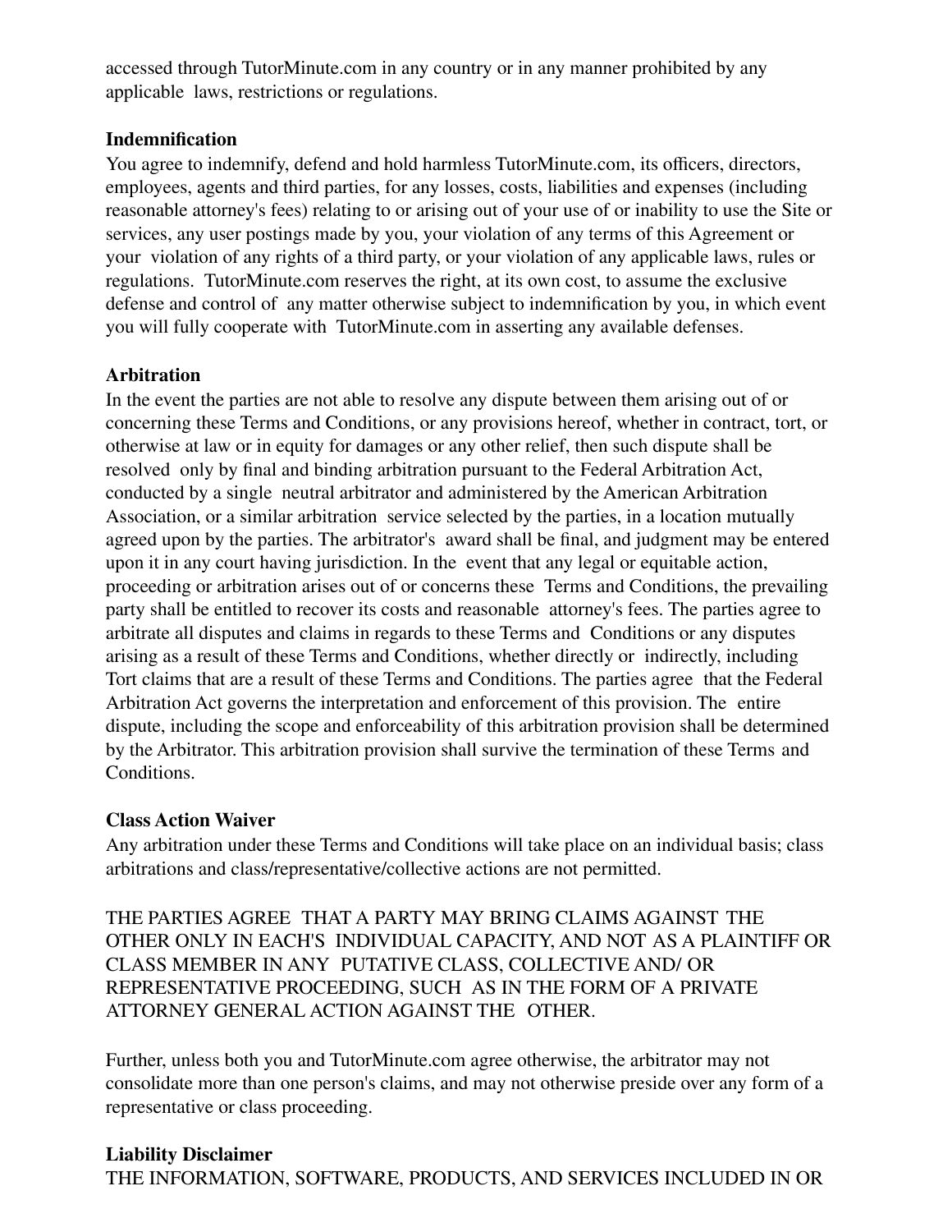accessed through TutorMinute.com in any country or in any manner prohibited by any applicable laws, restrictions or regulations.

**Indemnification**

You agree to indemnify, defend and hold harmless TutorMinute.com, its officers, directors, employees, agents and third parties, for any losses, costs, liabilities and expenses (including reasonable attorney's fees) relating to or arising out of your use of or inability to use the Site or services, any user postings made by you, your violation of any terms of this Agreement or your violation of any rights of a third party, or your violation of any applicable laws, rules or regulations. TutorMinute.com reserves the right, at its own cost, to assume the exclusive defense and control of any matter otherwise subject to indemnification by you, in which event you will fully cooperate with TutorMinute.com in asserting any available defenses.

**Arbitration**

In the event the parties are not able to resolve any dispute between them arising out of or concerning these Terms and Conditions, or any provisions hereof, whether in contract, tort, or otherwise at law or in equity for damages or any other relief, then such dispute shall be resolved only by final and binding arbitration pursuant to the Federal Arbitration Act, conducted by a single neutral arbitrator and administered by the American Arbitration Association, or a similar arbitration service selected by the parties, in a location mutually agreed upon by the parties. The arbitrator's award shall be final, and judgment may be entered upon it in any court having jurisdiction. In the event that any legal or equitable action, proceeding or arbitration arises out of or concerns these Terms and Conditions, the prevailing party shall be entitled to recover its costs and reasonable attorney's fees. The parties agree to arbitrate all disputes and claims in regards to these Terms and Conditions or any disputes arising as a result of these Terms and Conditions, whether directly or indirectly, including Tort claims that are a result of these Terms and Conditions. The parties agree that the Federal Arbitration Act governs the interpretation and enforcement of this provision. The entire dispute, including the scope and enforceability of this arbitration provision shall be determined by the Arbitrator. This arbitration provision shall survive the termination of these Terms and Conditions.

**Class Action Waiver**

Any arbitration under these Terms and Conditions will take place on an individual basis; class arbitrations and class/representative/collective actions are not permitted.

THE PARTIES AGREE THAT A PARTY MAY BRING CLAIMS AGAINST THE OTHER ONLY IN EACH'S INDIVIDUAL CAPACITY, AND NOT AS A PLAINTIFF OR CLASS MEMBER IN ANY PUTATIVE CLASS, COLLECTIVE AND/ OR REPRESENTATIVE PROCEEDING, SUCH AS IN THE FORM OF A PRIVATE ATTORNEY GENERAL ACTION AGAINST THE OTHER.

Further, unless both you and TutorMinute.com agree otherwise, the arbitrator may not consolidate more than one person's claims, and may not otherwise preside over any form of a representative or class proceeding.

**Liability Disclaimer**

THE INFORMATION, SOFTWARE, PRODUCTS, AND SERVICES INCLUDED IN OR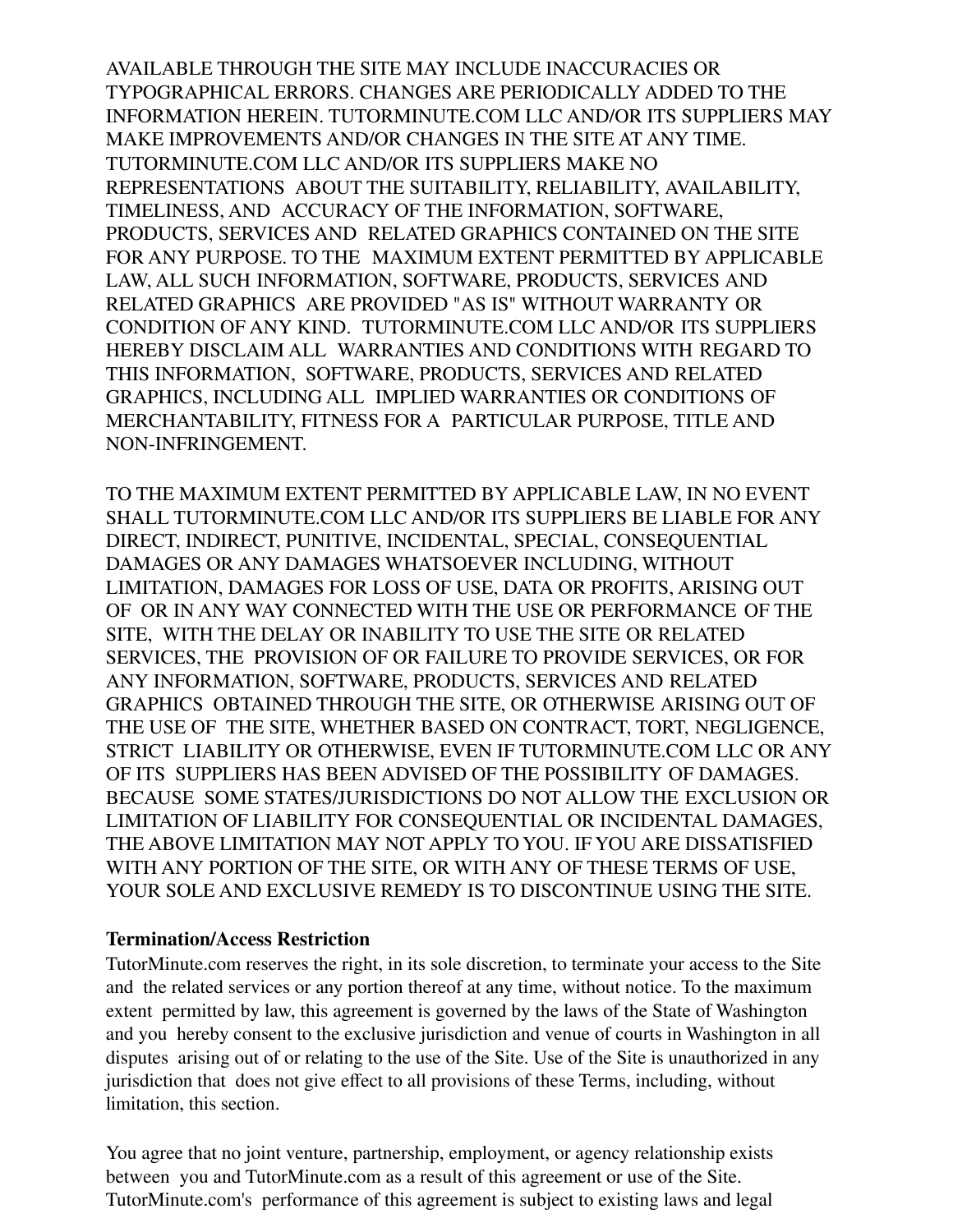AVAILABLE THROUGH THE SITE MAY INCLUDE INACCURACIES OR TYPOGRAPHICAL ERRORS. CHANGES ARE PERIODICALLY ADDED TO THE INFORMATION HEREIN. TUTORMINUTE.COM LLC AND/OR ITS SUPPLIERS MAY MAKE IMPROVEMENTS AND/OR CHANGES IN THE SITE AT ANY TIME. TUTORMINUTE.COM LLC AND/OR ITS SUPPLIERS MAKE NO REPRESENTATIONS ABOUT THE SUITABILITY, RELIABILITY, AVAILABILITY, TIMELINESS, AND ACCURACY OF THE INFORMATION, SOFTWARE, PRODUCTS, SERVICES AND RELATED GRAPHICS CONTAINED ON THE SITE FOR ANY PURPOSE. TO THE MAXIMUM EXTENT PERMITTED BY APPLICABLE LAW, ALL SUCH INFORMATION, SOFTWARE, PRODUCTS, SERVICES AND RELATED GRAPHICS ARE PROVIDED "AS IS" WITHOUT WARRANTY OR CONDITION OF ANY KIND. TUTORMINUTE.COM LLC AND/OR ITS SUPPLIERS HEREBY DISCLAIM ALL WARRANTIES AND CONDITIONS WITH REGARD TO THIS INFORMATION, SOFTWARE, PRODUCTS, SERVICES AND RELATED GRAPHICS, INCLUDING ALL IMPLIED WARRANTIES OR CONDITIONS OF MERCHANTABILITY, FITNESS FOR A PARTICULAR PURPOSE, TITLE AND NON-INFRINGEMENT.

TO THE MAXIMUM EXTENT PERMITTED BY APPLICABLE LAW, IN NO EVENT SHALL TUTORMINUTE.COM LLC AND/OR ITS SUPPLIERS BE LIABLE FOR ANY DIRECT, INDIRECT, PUNITIVE, INCIDENTAL, SPECIAL, CONSEQUENTIAL DAMAGES OR ANY DAMAGES WHATSOEVER INCLUDING, WITHOUT LIMITATION, DAMAGES FOR LOSS OF USE, DATA OR PROFITS, ARISING OUT OF OR IN ANY WAY CONNECTED WITH THE USE OR PERFORMANCE OF THE SITE, WITH THE DELAY OR INABILITY TO USE THE SITE OR RELATED SERVICES, THE PROVISION OF OR FAILURE TO PROVIDE SERVICES, OR FOR ANY INFORMATION, SOFTWARE, PRODUCTS, SERVICES AND RELATED GRAPHICS OBTAINED THROUGH THE SITE, OR OTHERWISE ARISING OUT OF THE USE OF THE SITE, WHETHER BASED ON CONTRACT, TORT, NEGLIGENCE, STRICT LIABILITY OR OTHERWISE, EVEN IF TUTORMINUTE.COM LLC OR ANY OF ITS SUPPLIERS HAS BEEN ADVISED OF THE POSSIBILITY OF DAMAGES. BECAUSE SOME STATES/JURISDICTIONS DO NOT ALLOW THE EXCLUSION OR LIMITATION OF LIABILITY FOR CONSEQUENTIAL OR INCIDENTAL DAMAGES, THE ABOVE LIMITATION MAY NOT APPLY TO YOU. IF YOU ARE DISSATISFIED WITH ANY PORTION OF THE SITE, OR WITH ANY OF THESE TERMS OF USE, YOUR SOLE AND EXCLUSIVE REMEDY IS TO DISCONTINUE USING THE SITE.

**Termination/Access Restriction**

TutorMinute.com reserves the right, in its sole discretion, to terminate your access to the Site and the related services or any portion thereof at any time, without notice. To the maximum extent permitted by law, this agreement is governed by the laws of the State of Washington and you hereby consent to the exclusive jurisdiction and venue of courts in Washington in all disputes arising out of or relating to the use of the Site. Use of the Site is unauthorized in any jurisdiction that does not give effect to all provisions of these Terms, including, without limitation, this section.

You agree that no joint venture, partnership, employment, or agency relationship exists between you and TutorMinute.com as a result of this agreement or use of the Site. TutorMinute.com's performance of this agreement is subject to existing laws and legal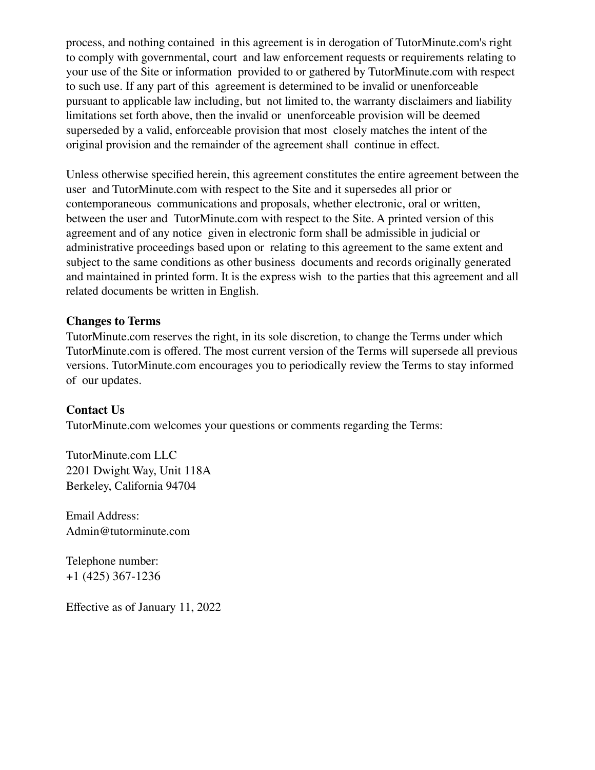process, and nothing contained in this agreement is in derogation of TutorMinute.com's right to comply with governmental, court and law enforcement requests or requirements relating to your use of the Site or information provided to or gathered by TutorMinute.com with respect to such use. If any part of this agreement is determined to be invalid or unenforceable pursuant to applicable law including, but not limited to, the warranty disclaimers and liability limitations set forth above, then the invalid or unenforceable provision will be deemed superseded by a valid, enforceable provision that most closely matches the intent of the original provision and the remainder of the agreement shall continue in effect.

Unless otherwise specified herein, this agreement constitutes the entire agreement between the user and TutorMinute.com with respect to the Site and it supersedes all prior or contemporaneous communications and proposals, whether electronic, oral or written, between the user and TutorMinute.com with respect to the Site. A printed version of this agreement and of any notice given in electronic form shall be admissible in judicial or administrative proceedings based upon or relating to this agreement to the same extent and subject to the same conditions as other business documents and records originally generated and maintained in printed form. It is the express wish to the parties that this agreement and all related documents be written in English.

**Changes to Terms**

TutorMinute.com reserves the right, in its sole discretion, to change the Terms under which TutorMinute.com is offered. The most current version of the Terms will supersede all previous versions. TutorMinute.com encourages you to periodically review the Terms to stay informed of our updates.

**Contact Us**

TutorMinute.com welcomes your questions or comments regarding the Terms:

TutorMinute.com LLC
2201 Dwight Way, Unit 118A
Berkeley, California 94704

Email Address:
Admin@tutorminute.com

Telephone number:
+1 (425) 367-1236

Effective as of January 11, 2022